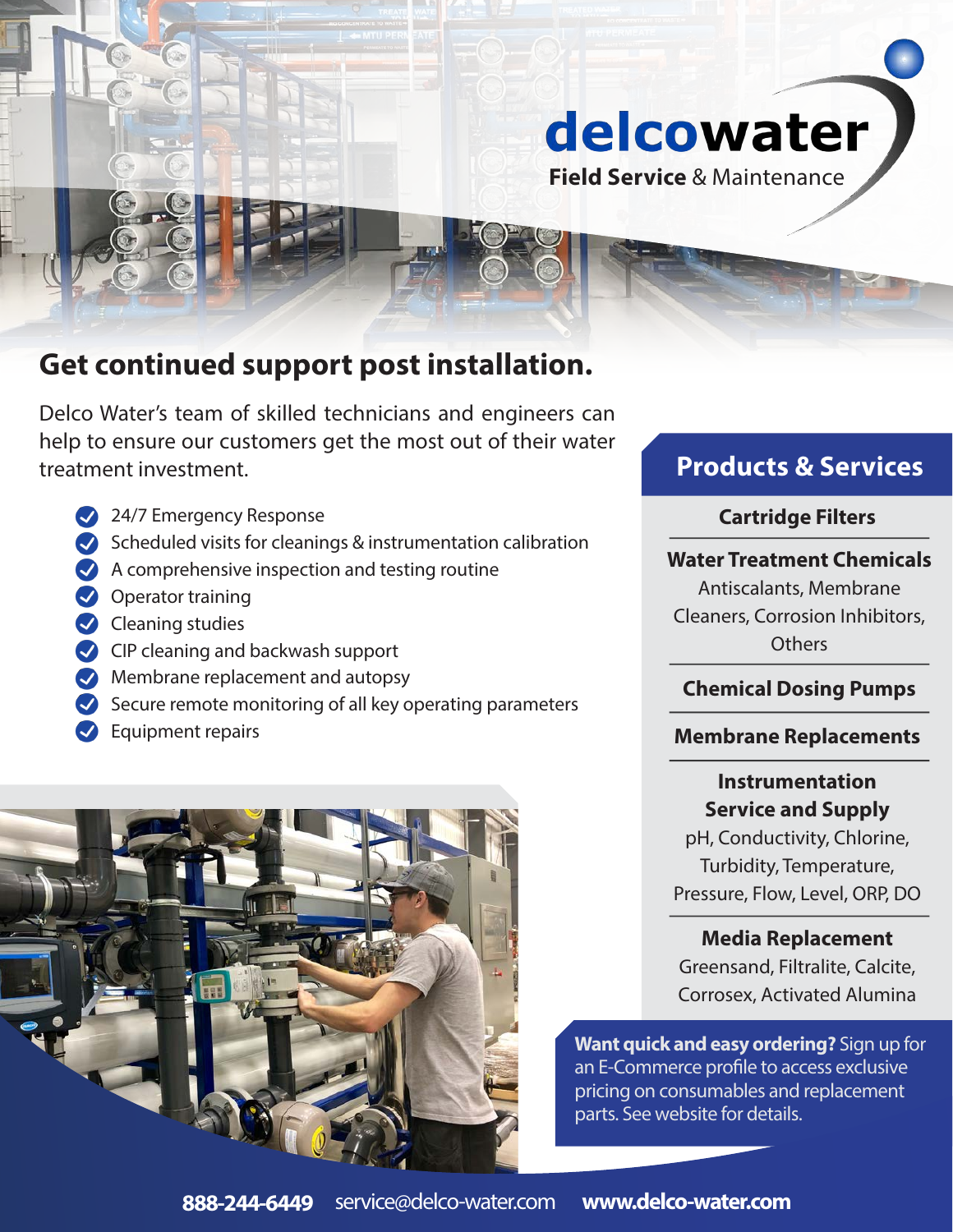# delcowater

**Field Service** & Maintenance

## Get continued support post installation.

Delco Water's team of skilled technicians and engineers can help to ensure our customers get the most out of their water treatment investment.

- 24/7 Emergency Response
- Scheduled visits for cleanings & instrumentation calibration
- A comprehensive inspection and testing routine
- Operator training
- Cleaning studies
- CIP cleaning and backwash support
- Membrane replacement and autopsy
- Secure remote monitoring of all key operating parameters
- Equipment repairs

## Products & Services

**Cartridge Filters**

**Water Treatment Chemicals**
Antiscalants, Membrane Cleaners, Corrosion Inhibitors, Others

**Chemical Dosing Pumps**

**Membrane Replacements**

**Instrumentation Service and Supply**
pH, Conductivity, Chlorine, Turbidity, Temperature, Pressure, Flow, Level, ORP, DO

**Media Replacement**
Greensand, Filtralite, Calcite, Corrosex, Activated Alumina

**Want quick and easy ordering?** Sign up for an E-Commerce profile to access exclusive pricing on consumables and replacement parts. See website for details.

**888-244-6449** service@delco-water.com **www.delco-water.com**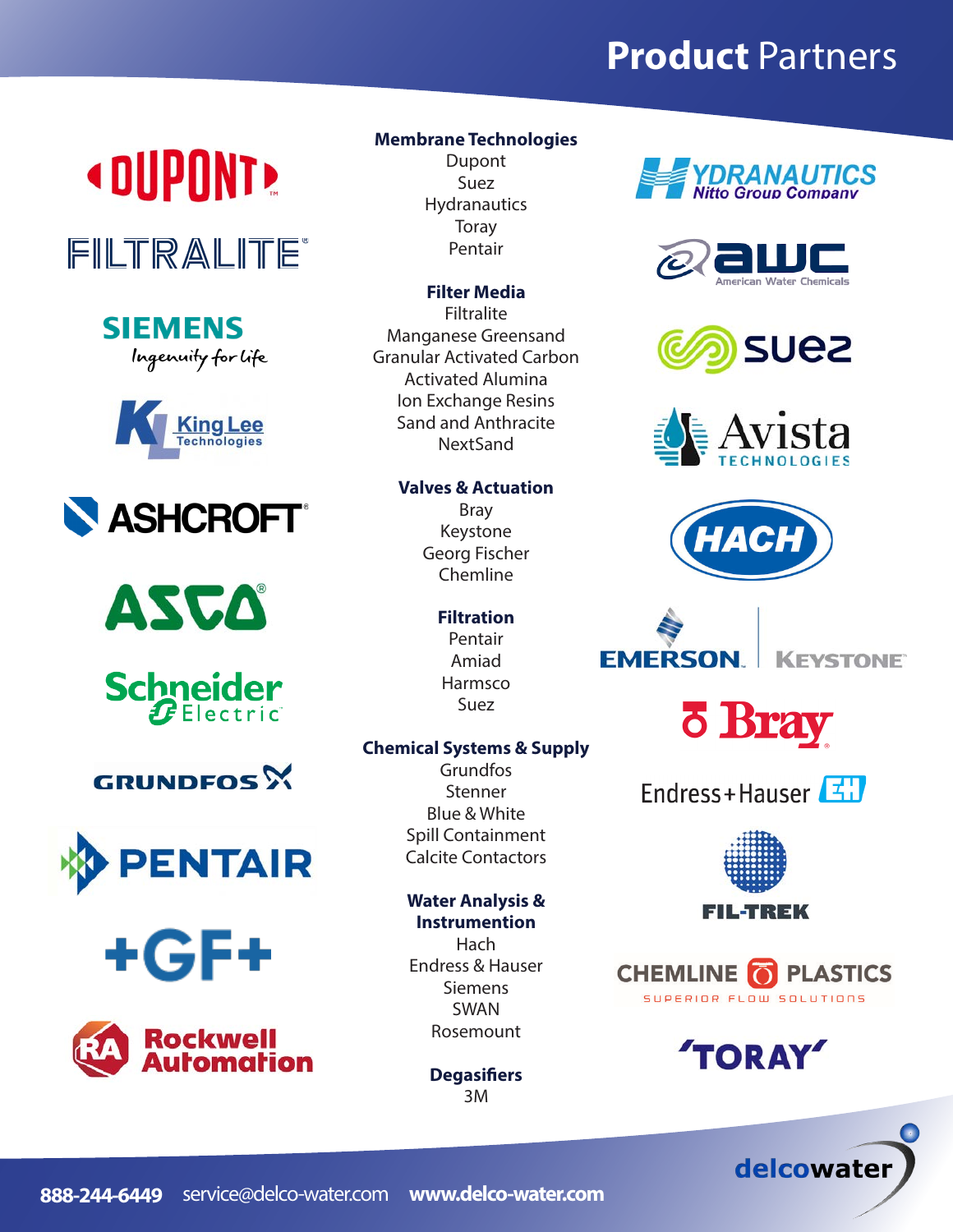# Product Partners

**Membrane Technologies**
Dupont
Suez
Hydranautics
Toray
Pentair

**Filter Media**
Filtralite
Manganese Greensand
Granular Activated Carbon
Activated Alumina
Ion Exchange Resins
Sand and Anthracite
NextSand

**Valves & Actuation**
Bray
Keystone
Georg Fischer
Chemline

**Filtration**
Pentair
Amiad
Harmsco
Suez

**Chemical Systems & Supply**
Grundfos
Stenner
Blue & White
Spill Containment
Calcite Contactors

**Water Analysis & Instrumentation**
Hach
Endress & Hauser
Siemens
SWAN
Rosemount

**Degasifiers**
3M

888-244-6449 service@delco-water.com **www.delco-water.com**